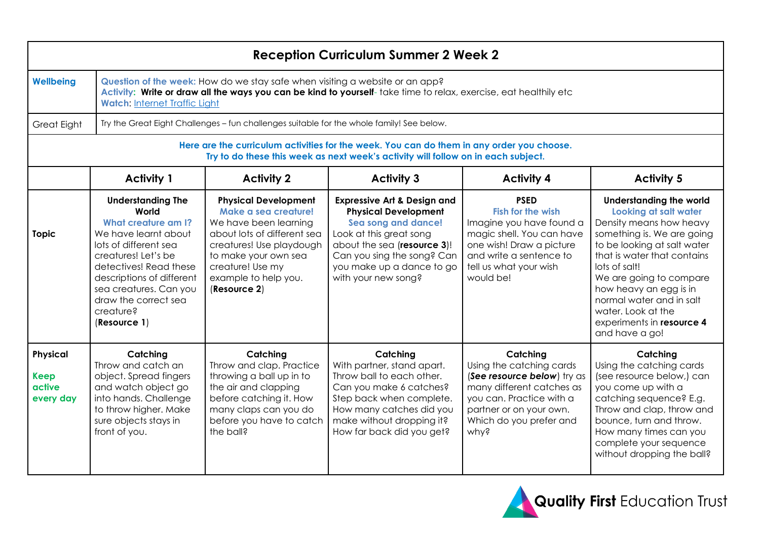# Reception Curriculum Summer 2 Week 2

| | |
|---|---|
| **Wellbeing** | **Question of the week:** How do we stay safe when visiting a website or an app? **Activity: Write or draw all the ways you can be kind to yourself**- take time to relax, exercise, eat healthily etc **Watch**: Internet Traffic Light |
| Great Eight | Try the Great Eight Challenges – fun challenges suitable for the whole family! See below. |

**Here are the curriculum activities for the week. You can do them in any order you choose.**
**Try to do these this week as next week's activity will follow on in each subject.**

| | Activity 1 | Activity 2 | Activity 3 | Activity 4 | Activity 5 |
|---|---|---|---|---|---|
| **Topic** | **Understanding The World** **What creature am I?** We have learnt about lots of different sea creatures! Let's be detectives! Read these descriptions of different sea creatures. Can you draw the correct sea creature? (**Resource 1**) | **Physical Development** **Make a sea creature!** We have been learning about lots of different sea creatures! Use playdough to make your own sea creature! Use my example to help you. (**Resource 2**) | **Expressive Art & Design and Physical Development** **Sea song and dance!** Look at this great song about the sea (**resource 3**)! Can you sing the song? Can you make up a dance to go with your new song? | **PSED** **Fish for the wish** Imagine you have found a magic shell. You can have one wish! Draw a picture and write a sentence to tell us what your wish would be! | **Understanding the world** **Looking at salt water** Density means how heavy something is. We are going to be looking at salt water that is water that contains lots of salt! We are going to compare how heavy an egg is in normal water and in salt water. Look at the experiments in **resource 4** and have a go! |
| **Physical** **Keep active every day** | **Catching** Throw and catch an object. Spread fingers and watch object go into hands. Challenge to throw higher. Make sure objects stays in front of you. | **Catching** Throw and clap. Practice throwing a ball up in to the air and clapping before catching it. How many claps can you do before you have to catch the ball? | **Catching** With partner, stand apart. Throw ball to each other. Can you make 6 catches? Step back when complete. How many catches did you make without dropping it? How far back did you get? | **Catching** Using the catching cards (***See resource below***) try as many different catches as you can. Practice with a partner or on your own. Which do you prefer and why? | **Catching** Using the catching cards (see resource below,) can you come up with a catching sequence? E.g. Throw and clap, throw and bounce, turn and throw. How many times can you complete your sequence without dropping the ball? |

**Quality First** Education Trust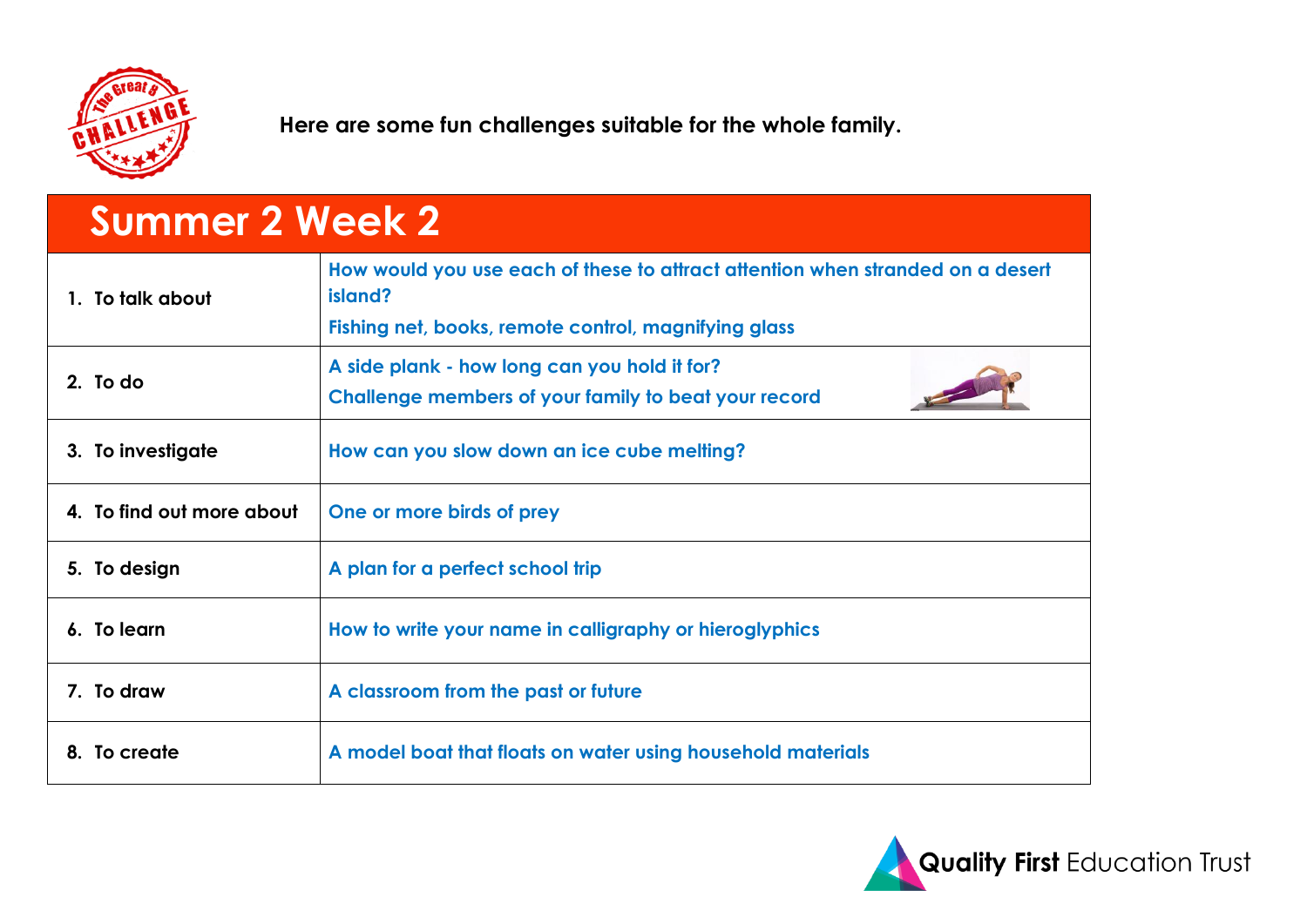Here are some fun challenges suitable for the whole family.

## Summer 2 Week 2

| | |
|---|---|
| 1. To talk about | How would you use each of these to attract attention when stranded on a desert island? Fishing net, books, remote control, magnifying glass |
| 2. To do | A side plank - how long can you hold it for? Challenge members of your family to beat your record |
| 3. To investigate | How can you slow down an ice cube melting? |
| 4. To find out more about | One or more birds of prey |
| 5. To design | A plan for a perfect school trip |
| 6. To learn | How to write your name in calligraphy or hieroglyphics |
| 7. To draw | A classroom from the past or future |
| 8. To create | A model boat that floats on water using household materials |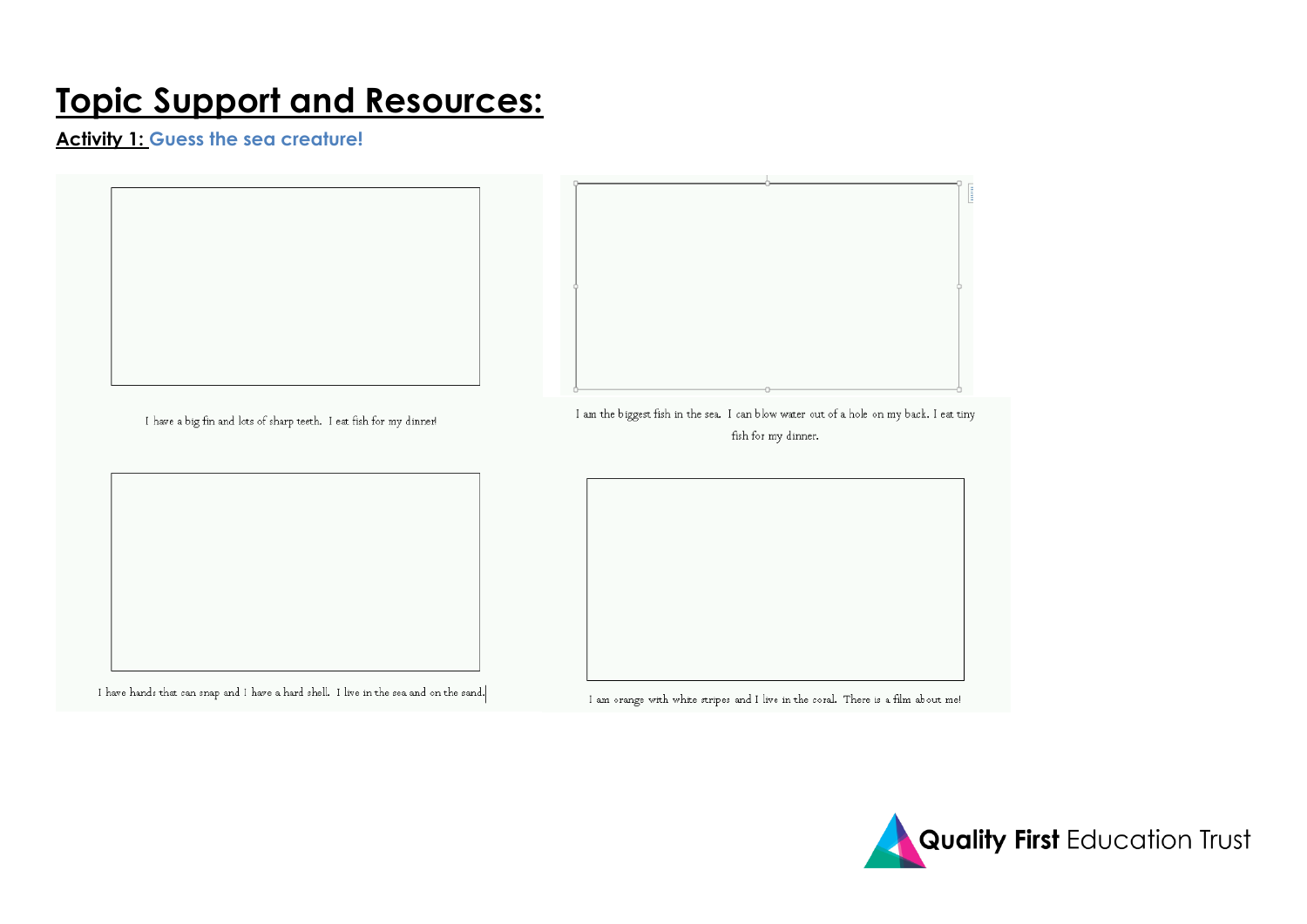# Topic Support and Resources:

**Activity 1:** **Guess the sea creature!**

I have a big fin and lots of sharp teeth. I eat fish for my dinner!

I am the biggest fish in the sea. I can blow water out of a hole on my back. I eat tiny fish for my dinner.

I have hands that can snap and I have a hard shell. I live in the sea and on the sand.

I am orange with white stripes and I live in the coral. There is a film about me!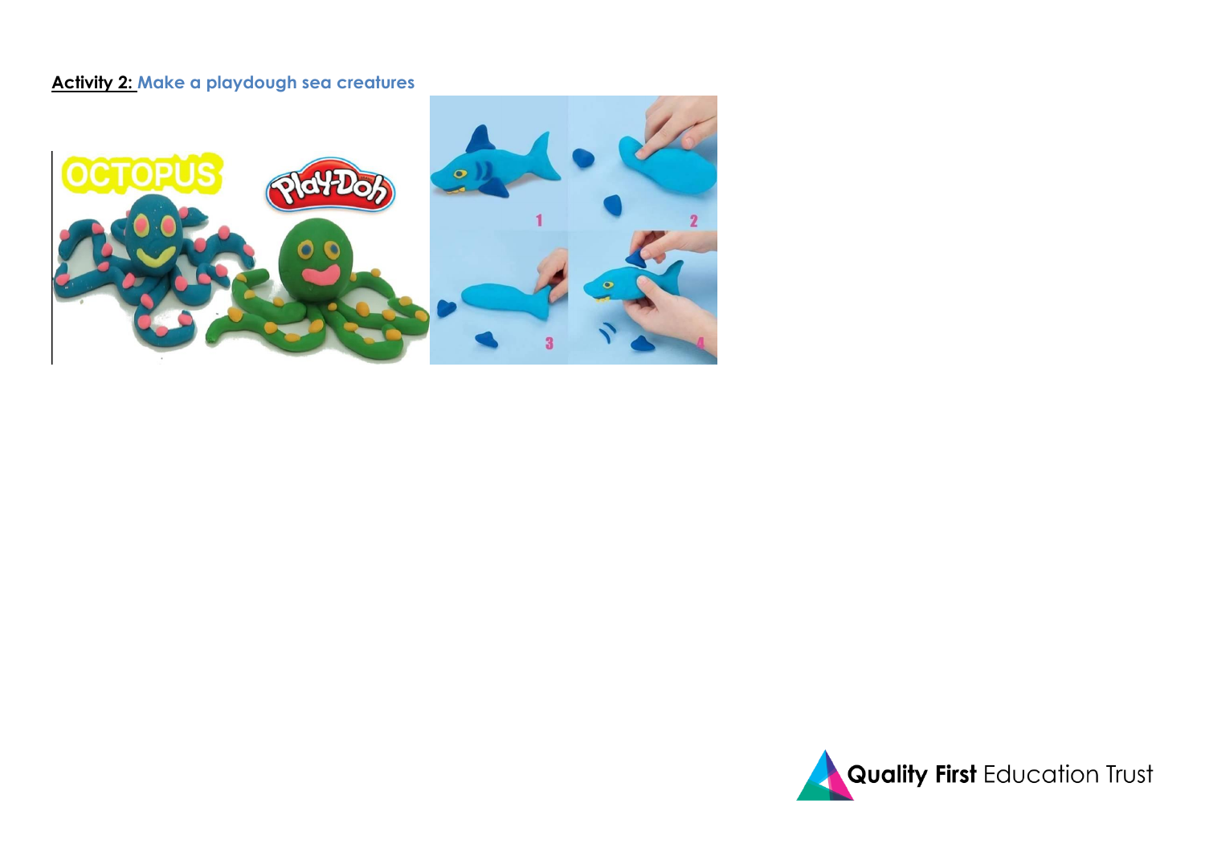**Activity 2:** Make a playdough sea creatures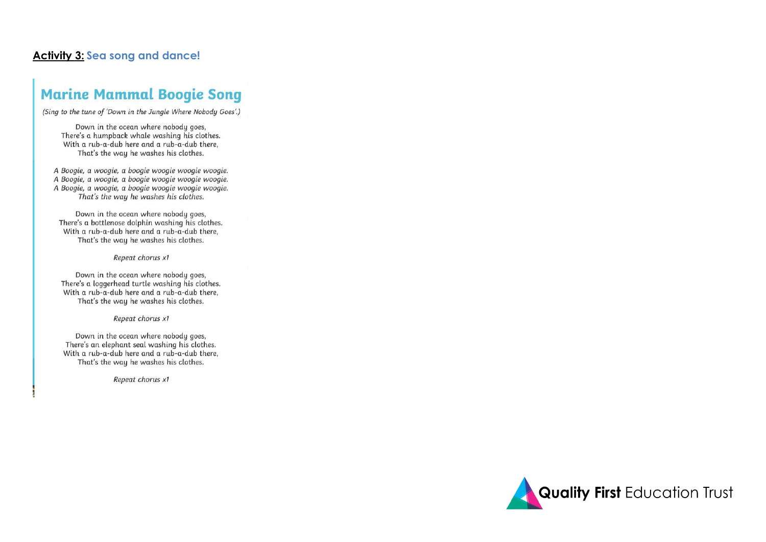**Activity 3:** Sea song and dance!

## Marine Mammal Boogie Song

*(Sing to the tune of 'Down in the Jungle Where Nobody Goes'.)*

Down in the ocean where nobody goes,
There's a humpback whale washing his clothes.
With a rub-a-dub here and a rub-a-dub there,
That's the way he washes his clothes.

*A Boogie, a woogie, a boogie woogie woogie woogie.*
*A Boogie, a woogie, a boogie woogie woogie woogie.*
*A Boogie, a woogie, a boogie woogie woogie woogie.*
*That's the way he washes his clothes.*

Down in the ocean where nobody goes,
There's a bottlenose dolphin washing his clothes.
With a rub-a-dub here and a rub-a-dub there,
That's the way he washes his clothes.

*Repeat chorus x1*

Down in the ocean where nobody goes,
There's a loggerhead turtle washing his clothes.
With a rub-a-dub here and a rub-a-dub there,
That's the way he washes his clothes.

*Repeat chorus x1*

Down in the ocean where nobody goes,
There's an elephant seal washing his clothes.
With a rub-a-dub here and a rub-a-dub there,
That's the way he washes his clothes.

*Repeat chorus x1*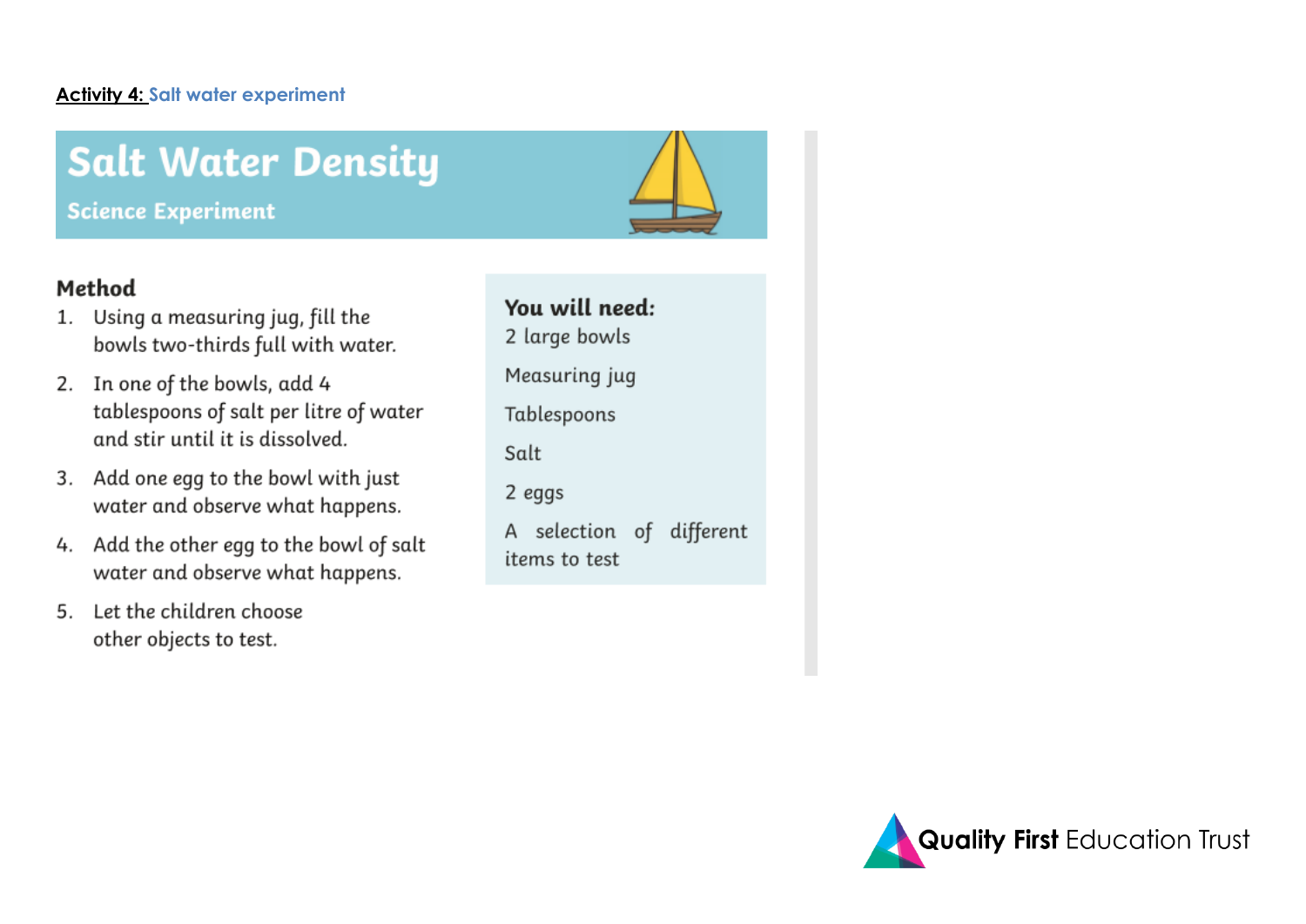**Activity 4:** Salt water experiment

# Salt Water Density

## Science Experiment

### Method

1. Using a measuring jug, fill the bowls two-thirds full with water.
2. In one of the bowls, add 4 tablespoons of salt per litre of water and stir until it is dissolved.
3. Add one egg to the bowl with just water and observe what happens.
4. Add the other egg to the bowl of salt water and observe what happens.
5. Let the children choose other objects to test.

**You will need:**

2 large bowls

Measuring jug

Tablespoons

Salt

2 eggs

A selection of different items to test

Quality First Education Trust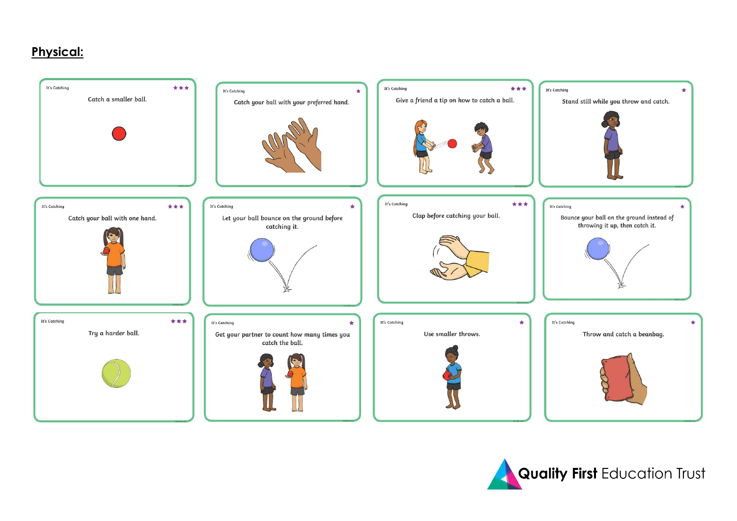## Physical:

It's Catching ★★★
Catch a smaller ball.

It's Catching ★
Catch your ball with your preferred hand.

It's Catching ★★★
Give a friend a tip on how to catch a ball.

It's Catching ★
Stand still while you throw and catch.

It's Catching ★★★
Catch your ball with one hand.

It's Catching ★
Let your ball bounce on the ground before catching it.

It's Catching ★★★
Clap before catching your ball.

It's Catching ★
Bounce your ball on the ground instead of throwing it up, then catch it.

It's Catching ★★★
Try a harder ball.

It's Catching ★
Get your partner to count how many times you catch the ball.

It's Catching ★
Use smaller throws.

It's Catching ★
Throw and catch a beanbag.

Quality First Education Trust